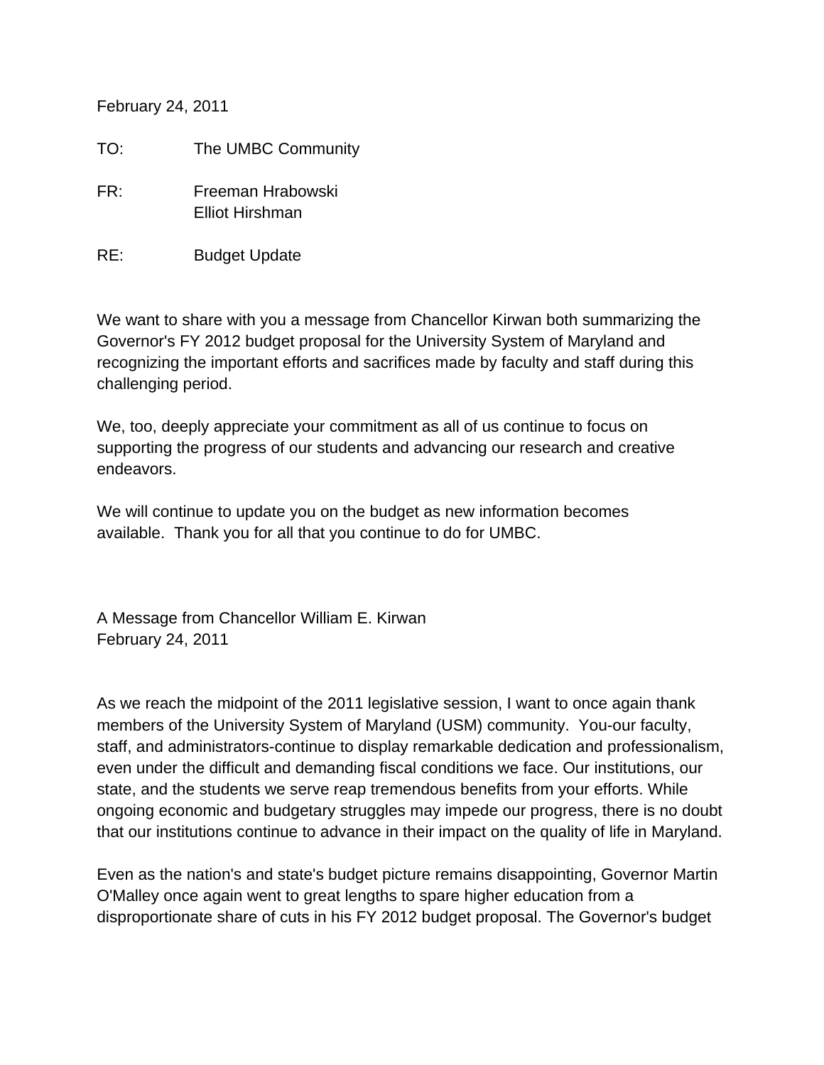February 24, 2011

TO: The UMBC Community

FR: Freeman Hrabowski
Elliot Hirshman

RE: Budget Update

We want to share with you a message from Chancellor Kirwan both summarizing the Governor's FY 2012 budget proposal for the University System of Maryland and recognizing the important efforts and sacrifices made by faculty and staff during this challenging period.

We, too, deeply appreciate your commitment as all of us continue to focus on supporting the progress of our students and advancing our research and creative endeavors.

We will continue to update you on the budget as new information becomes available. Thank you for all that you continue to do for UMBC.

A Message from Chancellor William E. Kirwan
February 24, 2011

As we reach the midpoint of the 2011 legislative session, I want to once again thank members of the University System of Maryland (USM) community. You-our faculty, staff, and administrators-continue to display remarkable dedication and professionalism, even under the difficult and demanding fiscal conditions we face. Our institutions, our state, and the students we serve reap tremendous benefits from your efforts. While ongoing economic and budgetary struggles may impede our progress, there is no doubt that our institutions continue to advance in their impact on the quality of life in Maryland.

Even as the nation's and state's budget picture remains disappointing, Governor Martin O'Malley once again went to great lengths to spare higher education from a disproportionate share of cuts in his FY 2012 budget proposal. The Governor's budget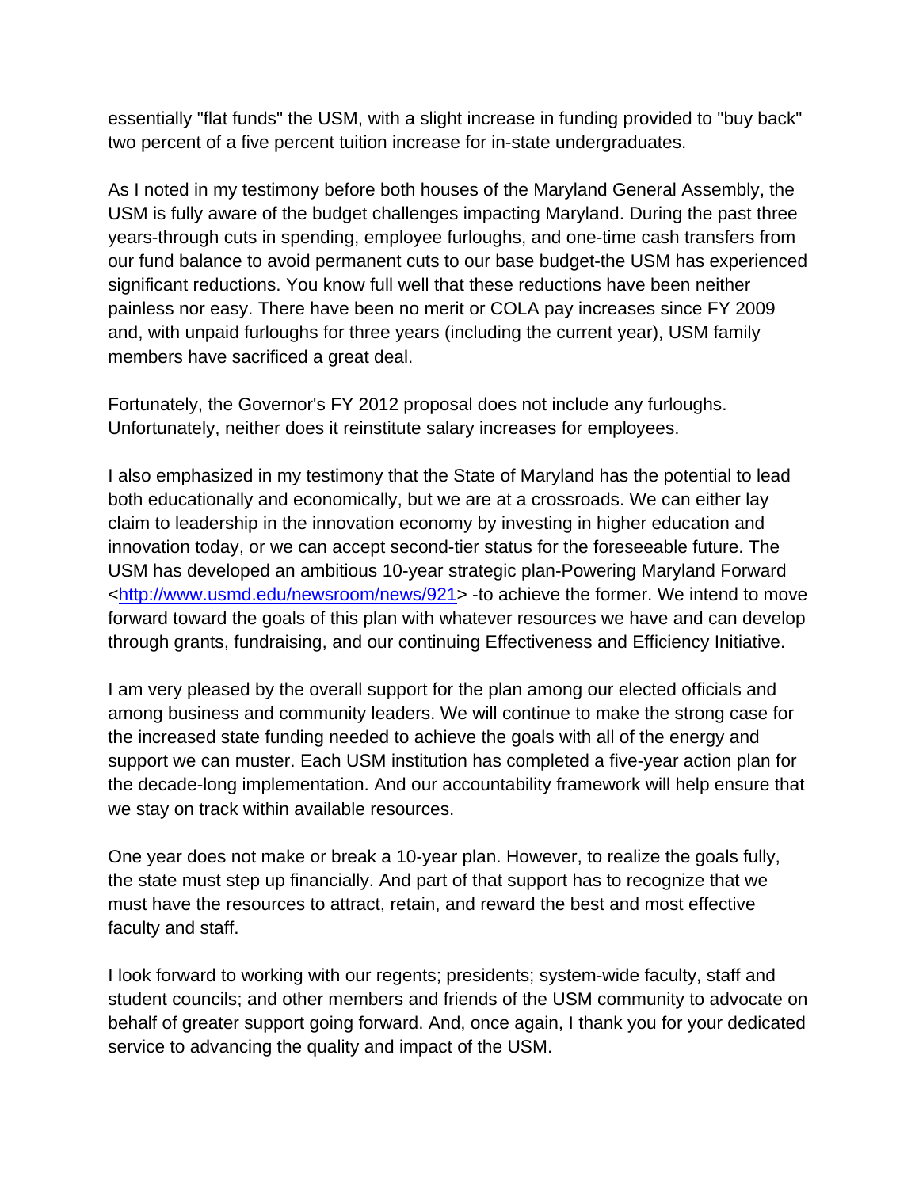essentially "flat funds" the USM, with a slight increase in funding provided to "buy back" two percent of a five percent tuition increase for in-state undergraduates.

As I noted in my testimony before both houses of the Maryland General Assembly, the USM is fully aware of the budget challenges impacting Maryland. During the past three years-through cuts in spending, employee furloughs, and one-time cash transfers from our fund balance to avoid permanent cuts to our base budget-the USM has experienced significant reductions. You know full well that these reductions have been neither painless nor easy. There have been no merit or COLA pay increases since FY 2009 and, with unpaid furloughs for three years (including the current year), USM family members have sacrificed a great deal.

Fortunately, the Governor's FY 2012 proposal does not include any furloughs. Unfortunately, neither does it reinstitute salary increases for employees.

I also emphasized in my testimony that the State of Maryland has the potential to lead both educationally and economically, but we are at a crossroads. We can either lay claim to leadership in the innovation economy by investing in higher education and innovation today, or we can accept second-tier status for the foreseeable future. The USM has developed an ambitious 10-year strategic plan-Powering Maryland Forward <http://www.usmd.edu/newsroom/news/921> -to achieve the former. We intend to move forward toward the goals of this plan with whatever resources we have and can develop through grants, fundraising, and our continuing Effectiveness and Efficiency Initiative.

I am very pleased by the overall support for the plan among our elected officials and among business and community leaders. We will continue to make the strong case for the increased state funding needed to achieve the goals with all of the energy and support we can muster. Each USM institution has completed a five-year action plan for the decade-long implementation. And our accountability framework will help ensure that we stay on track within available resources.

One year does not make or break a 10-year plan. However, to realize the goals fully, the state must step up financially. And part of that support has to recognize that we must have the resources to attract, retain, and reward the best and most effective faculty and staff.

I look forward to working with our regents; presidents; system-wide faculty, staff and student councils; and other members and friends of the USM community to advocate on behalf of greater support going forward. And, once again, I thank you for your dedicated service to advancing the quality and impact of the USM.